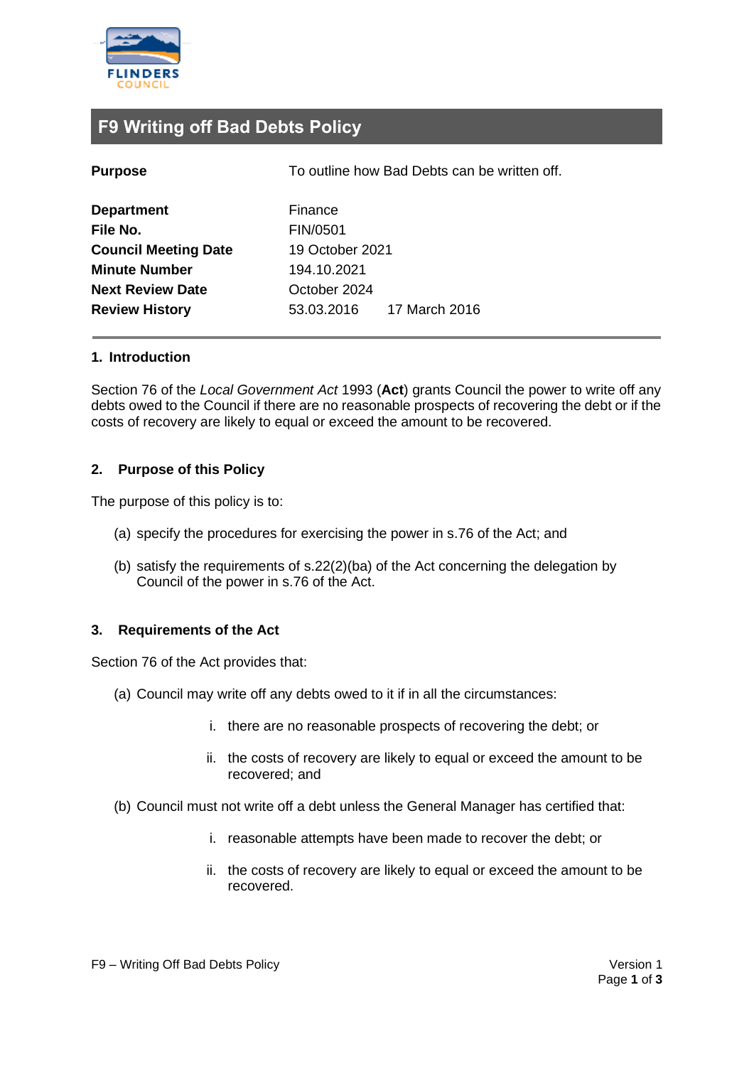# F9 Writing off Bad Debts Policy

| | | |
|---|---|---|
| **Purpose** | To outline how Bad Debts can be written off. | |
| **Department** | Finance | |
| **File No.** | FIN/0501 | |
| **Council Meeting Date** | 19 October 2021 | |
| **Minute Number** | 194.10.2021 | |
| **Next Review Date** | October 2024 | |
| **Review History** | 53.03.2016 | 17 March 2016 |

## 1. Introduction

Section 76 of the *Local Government Act* 1993 (**Act**) grants Council the power to write off any debts owed to the Council if there are no reasonable prospects of recovering the debt or if the costs of recovery are likely to equal or exceed the amount to be recovered.

## 2. Purpose of this Policy

The purpose of this policy is to:

(a) specify the procedures for exercising the power in s.76 of the Act; and

(b) satisfy the requirements of s.22(2)(ba) of the Act concerning the delegation by Council of the power in s.76 of the Act.

## 3. Requirements of the Act

Section 76 of the Act provides that:

(a) Council may write off any debts owed to it if in all the circumstances:

  i. there are no reasonable prospects of recovering the debt; or

  ii. the costs of recovery are likely to equal or exceed the amount to be recovered; and

(b) Council must not write off a debt unless the General Manager has certified that:

  i. reasonable attempts have been made to recover the debt; or

  ii. the costs of recovery are likely to equal or exceed the amount to be recovered.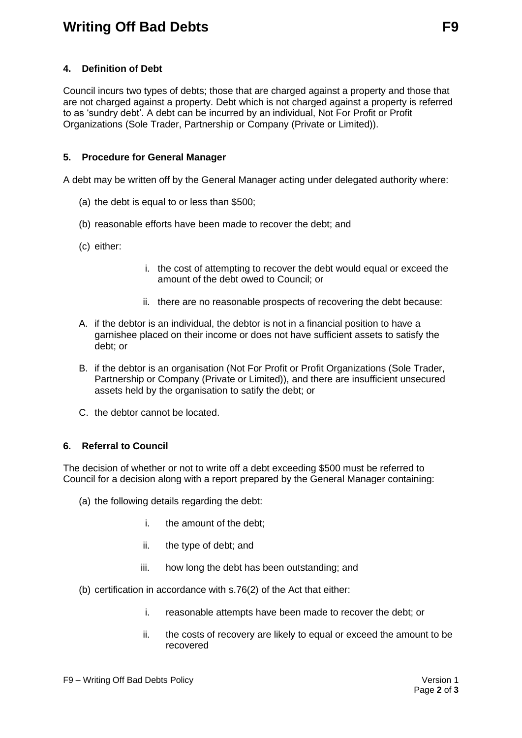#### 4. Definition of Debt

Council incurs two types of debts; those that are charged against a property and those that are not charged against a property. Debt which is not charged against a property is referred to as 'sundry debt'. A debt can be incurred by an individual, Not For Profit or Profit Organizations (Sole Trader, Partnership or Company (Private or Limited)).

#### 5. Procedure for General Manager

A debt may be written off by the General Manager acting under delegated authority where:

(a) the debt is equal to or less than $500;

(b) reasonable efforts have been made to recover the debt; and

(c) either:

   i. the cost of attempting to recover the debt would equal or exceed the amount of the debt owed to Council; or

   ii. there are no reasonable prospects of recovering the debt because:

A. if the debtor is an individual, the debtor is not in a financial position to have a garnishee placed on their income or does not have sufficient assets to satisfy the debt; or

B. if the debtor is an organisation (Not For Profit or Profit Organizations (Sole Trader, Partnership or Company (Private or Limited)), and there are insufficient unsecured assets held by the organisation to satify the debt; or

C. the debtor cannot be located.

#### 6. Referral to Council

The decision of whether or not to write off a debt exceeding $500 must be referred to Council for a decision along with a report prepared by the General Manager containing:

(a) the following details regarding the debt:

   i. the amount of the debt;

   ii. the type of debt; and

   iii. how long the debt has been outstanding; and

(b) certification in accordance with s.76(2) of the Act that either:

   i. reasonable attempts have been made to recover the debt; or

   ii. the costs of recovery are likely to equal or exceed the amount to be recovered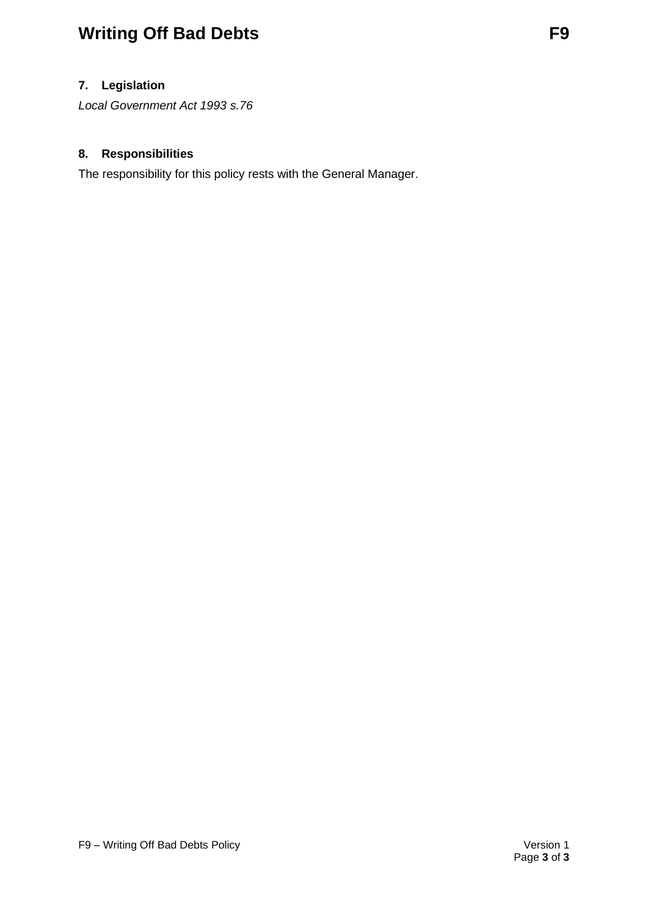## 7. Legislation

*Local Government Act 1993 s.76*

## 8. Responsibilities

The responsibility for this policy rests with the General Manager.